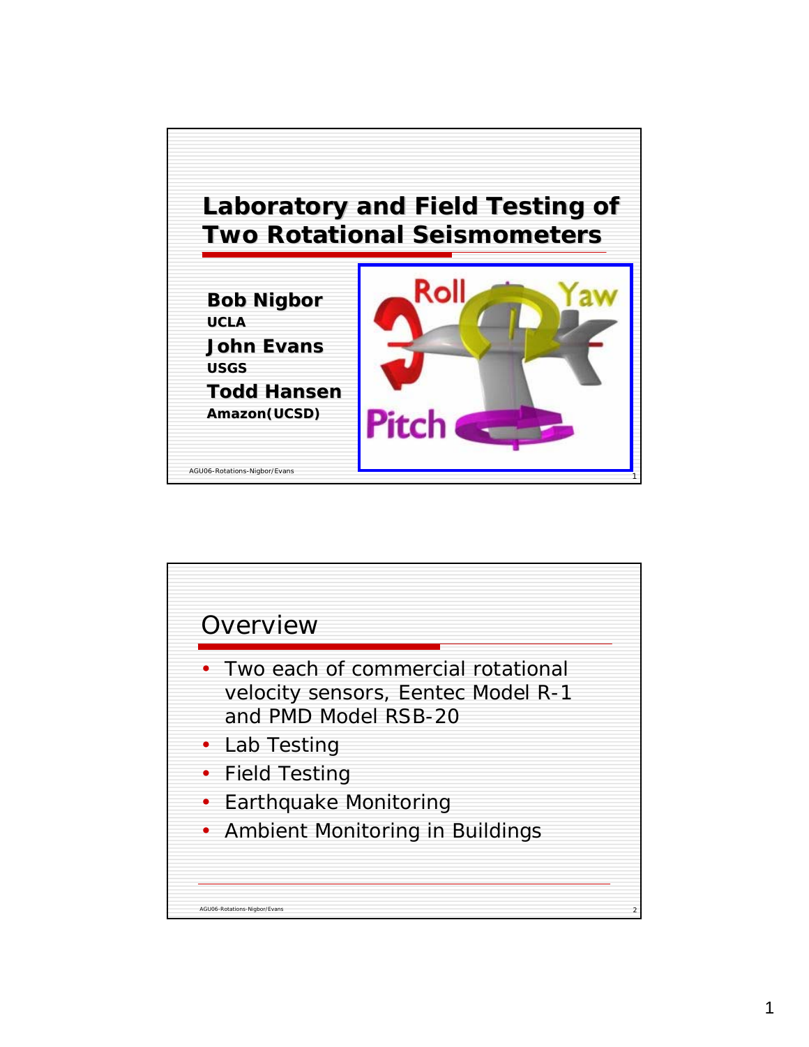# Laboratory and Field Testing of Two Rotational Seismometers

**Bob Nigbor**
**UCLA**

**John Evans**
**USGS**

**Todd Hansen**
**Amazon(UCSD)**

## Overview

- Two each of commercial rotational velocity sensors, Eentec Model R-1 and PMD Model RSB-20
- Lab Testing
- Field Testing
- Earthquake Monitoring
- Ambient Monitoring in Buildings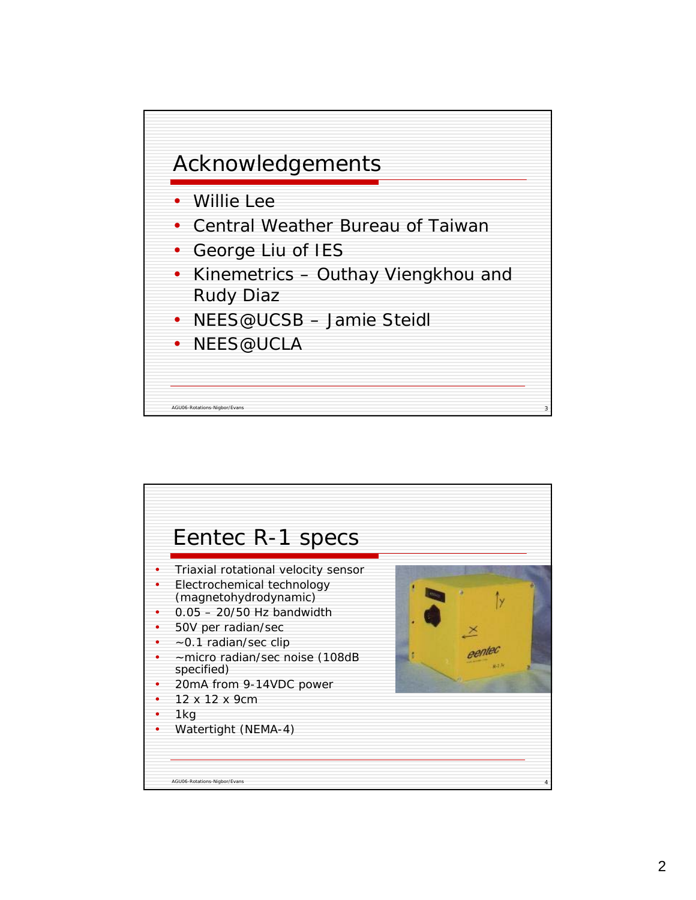## Acknowledgements

- Willie Lee
- Central Weather Bureau of Taiwan
- George Liu of IES
- Kinemetrics – Outhay Viengkhou and Rudy Diaz
- NEES@UCSB – Jamie Steidl
- NEES@UCLA

## Eentec R-1 specs

- Triaxial rotational velocity sensor
- Electrochemical technology (magnetohydrodynamic)
- 0.05 – 20/50 Hz bandwidth
- 50V per radian/sec
- ~0.1 radian/sec clip
- ~micro radian/sec noise (108dB specified)
- 20mA from 9-14VDC power
- 12 x 12 x 9cm
- 1kg
- Watertight (NEMA-4)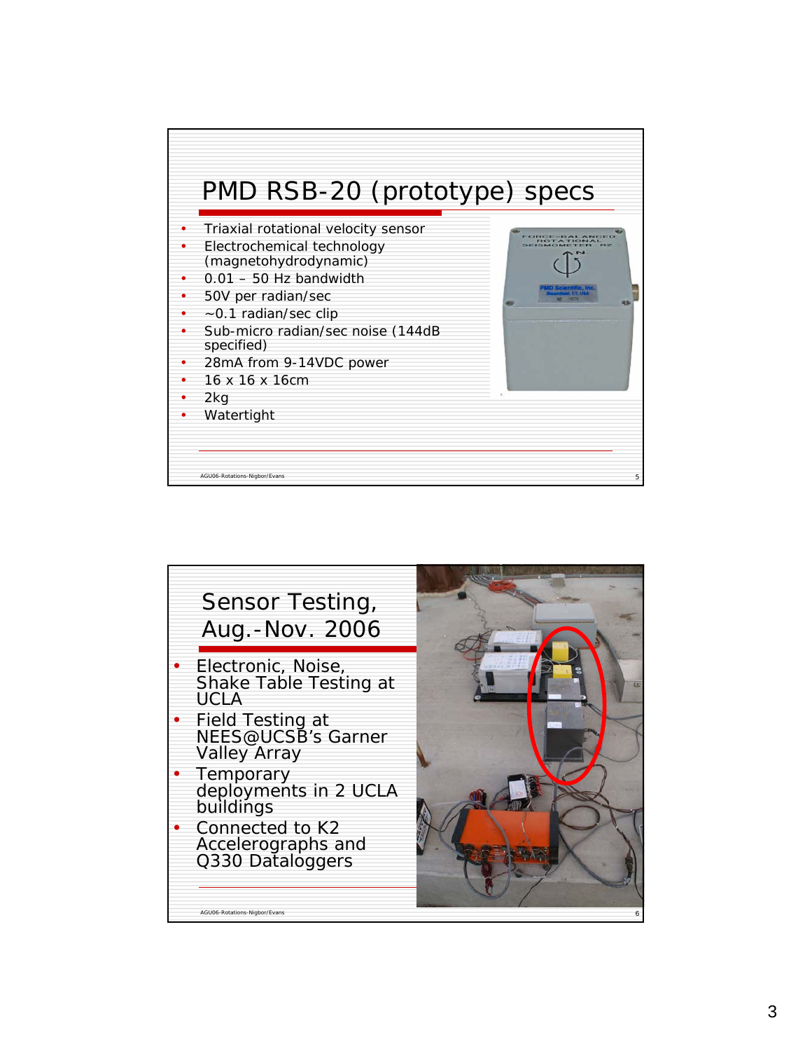## PMD RSB-20 (prototype) specs

- Triaxial rotational velocity sensor
- Electrochemical technology (magnetohydrodynamic)
- 0.01 – 50 Hz bandwidth
- 50V per radian/sec
- ~0.1 radian/sec clip
- Sub-micro radian/sec noise (144dB specified)
- 28mA from 9-14VDC power
- 16 x 16 x 16cm
- 2kg
- Watertight

## Sensor Testing, Aug.-Nov. 2006

- Electronic, Noise, Shake Table Testing at UCLA
- Field Testing at NEES@UCSB's Garner Valley Array
- Temporary deployments in 2 UCLA buildings
- Connected to K2 Accelerographs and Q330 Dataloggers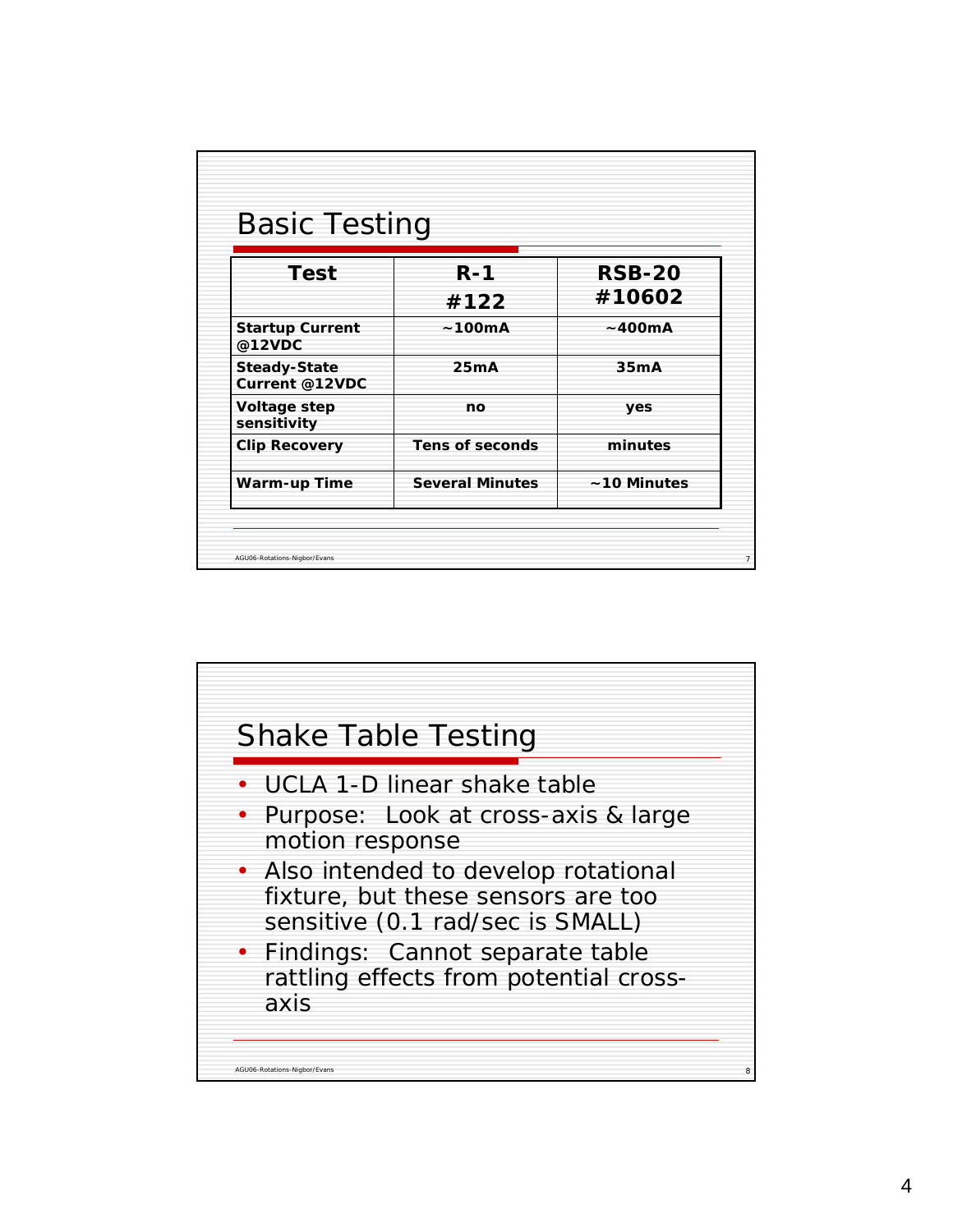## Basic Testing

| Test | R-1 #122 | RSB-20 #10602 |
|---|---|---|
| Startup Current @12VDC | ~100mA | ~400mA |
| Steady-State Current @12VDC | 25mA | 35mA |
| Voltage step sensitivity | no | yes |
| Clip Recovery | Tens of seconds | minutes |
| Warm-up Time | Several Minutes | ~10 Minutes |

## Shake Table Testing

- UCLA 1-D linear shake table
- Purpose: Look at cross-axis & large motion response
- Also intended to develop rotational fixture, but these sensors are too sensitive (0.1 rad/sec is SMALL)
- Findings: Cannot separate table rattling effects from potential cross-axis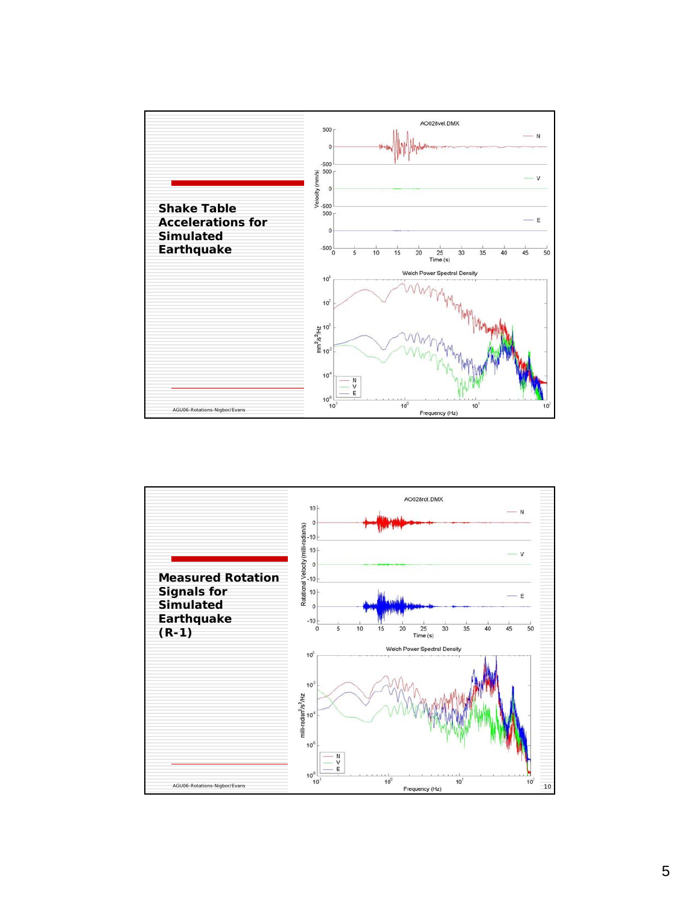## Shake Table Accelerations for Simulated Earthquake

AGU06-Rotations-Nigbor/Evans

## Measured Rotation Signals for Simulated Earthquake (R-1)

AGU06-Rotations-Nigbor/Evans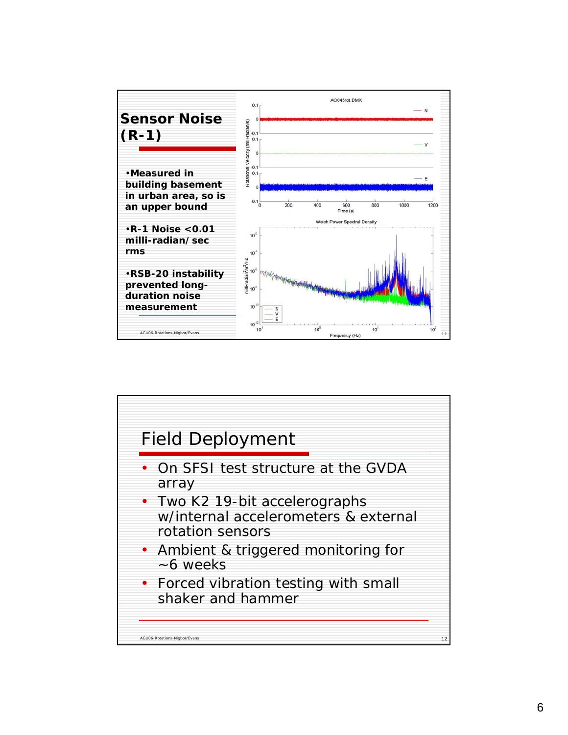## Sensor Noise (R-1)

- Measured in building basement in urban area, so is an upper bound
- R-1 Noise <0.01 milli-radian/ sec rms
- RSB-20 instability prevented long-duration noise measurement

## Field Deployment

- On SFSI test structure at the GVDA array
- Two K2 19-bit accelerographs w/internal accelerometers & external rotation sensors
- Ambient & triggered monitoring for ~6 weeks
- Forced vibration testing with small shaker and hammer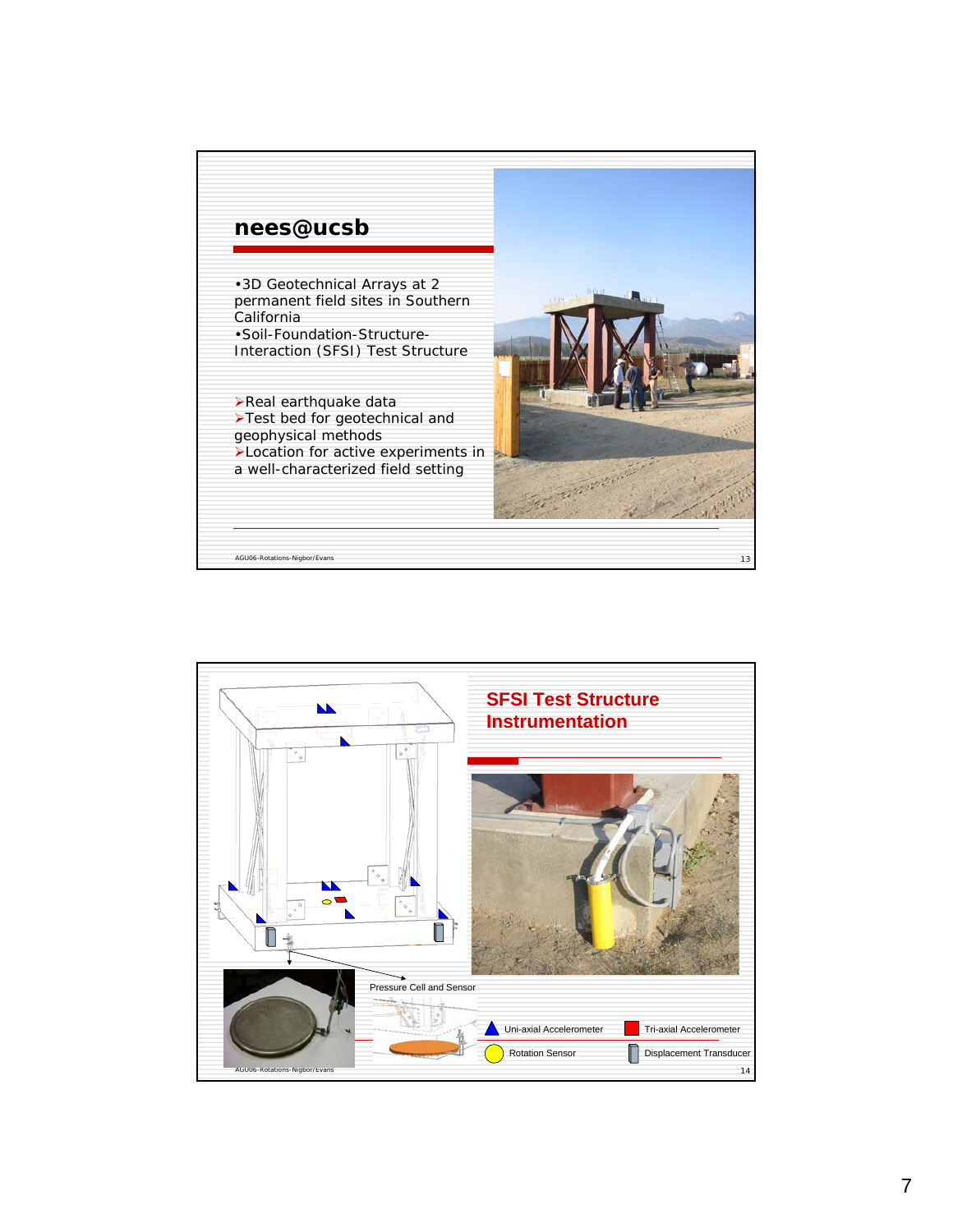## nees@ucsb

- 3D Geotechnical Arrays at 2 permanent field sites in Southern California
- Soil-Foundation-Structure-Interaction (SFSI) Test Structure

- Real earthquake data
- Test bed for geotechnical and geophysical methods
- Location for active experiments in a well-characterized field setting

## SFSI Test Structure Instrumentation

Pressure Cell and Sensor

Uni-axial Accelerometer

Tri-axial Accelerometer

Rotation Sensor

Displacement Transducer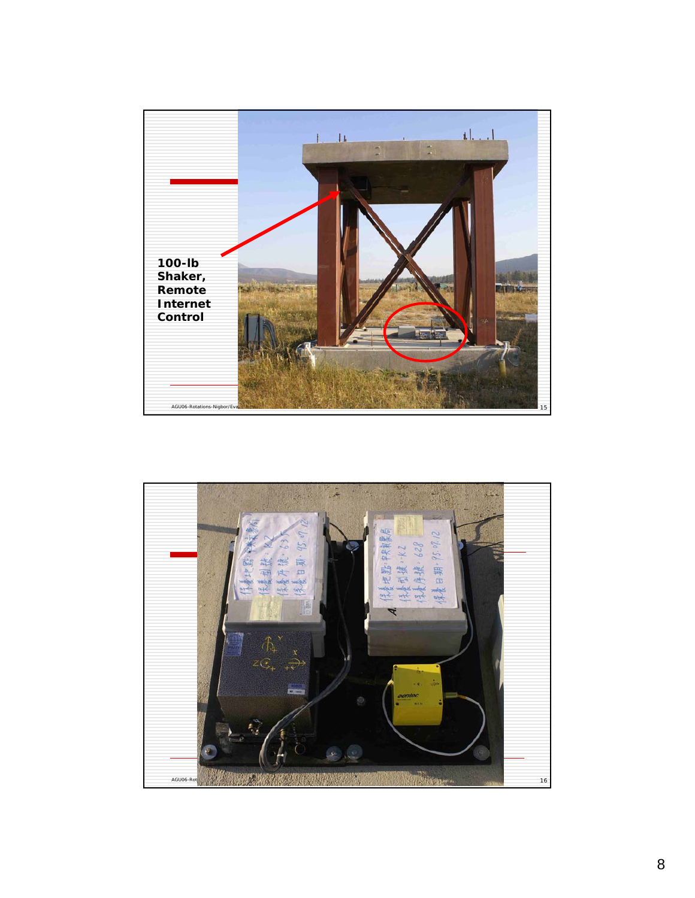100-lb Shaker, Remote Internet Control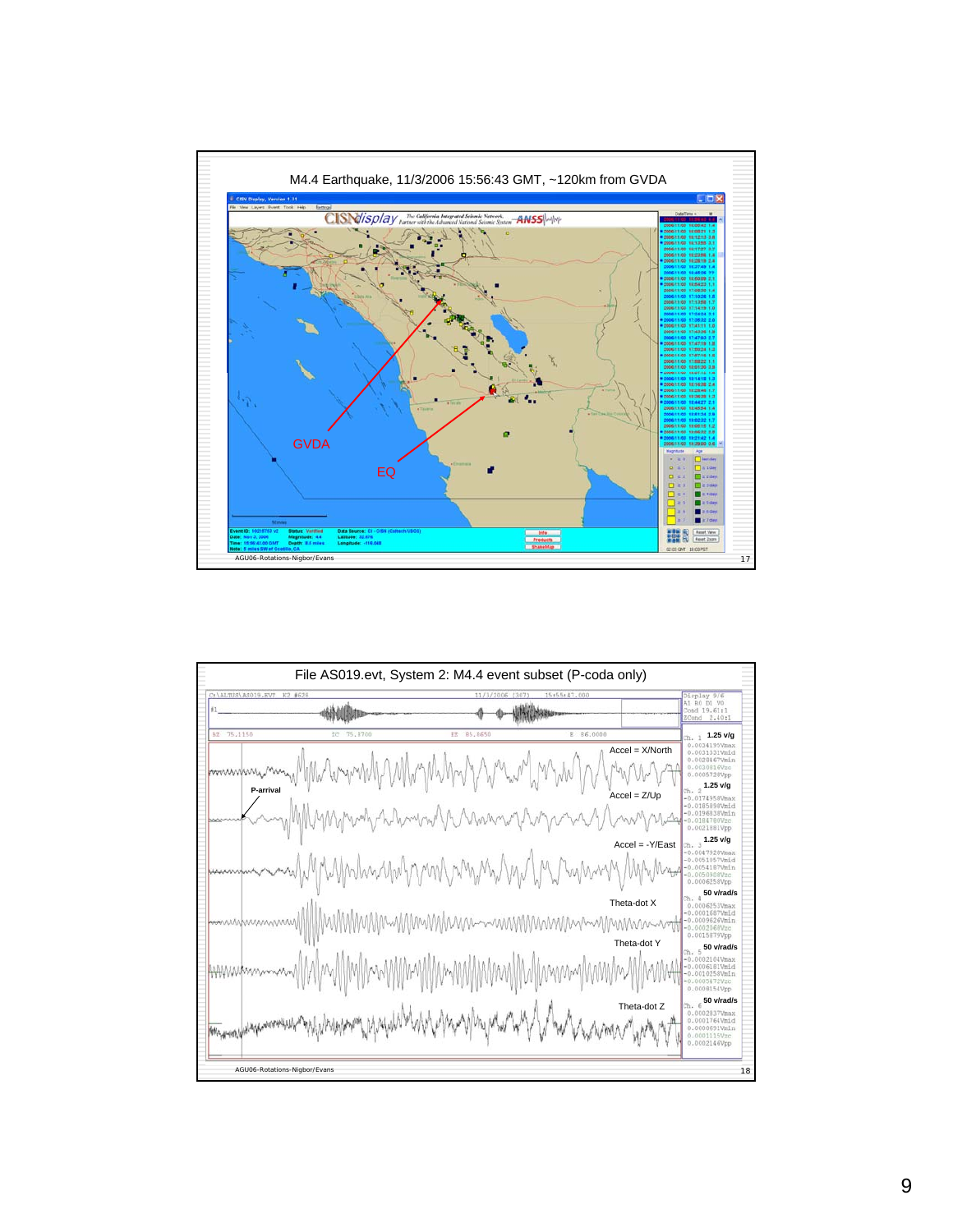## M4.4 Earthquake, 11/3/2006 15:56:43 GMT, ~120km from GVDA

GVDA

EQ

AGU06-Rotations-Nigbor/Evans

## File AS019.evt, System 2: M4.4 event subset (P-coda only)

Accel = X/North — 1.25 v/g

P-arrival

Accel = Z/Up — 1.25 v/g

Accel = -Y/East — 1.25 v/g

Theta-dot X — 50 v/rad/s

Theta-dot Y — 50 v/rad/s

Theta-dot Z — 50 v/rad/s

AGU06-Rotations-Nigbor/Evans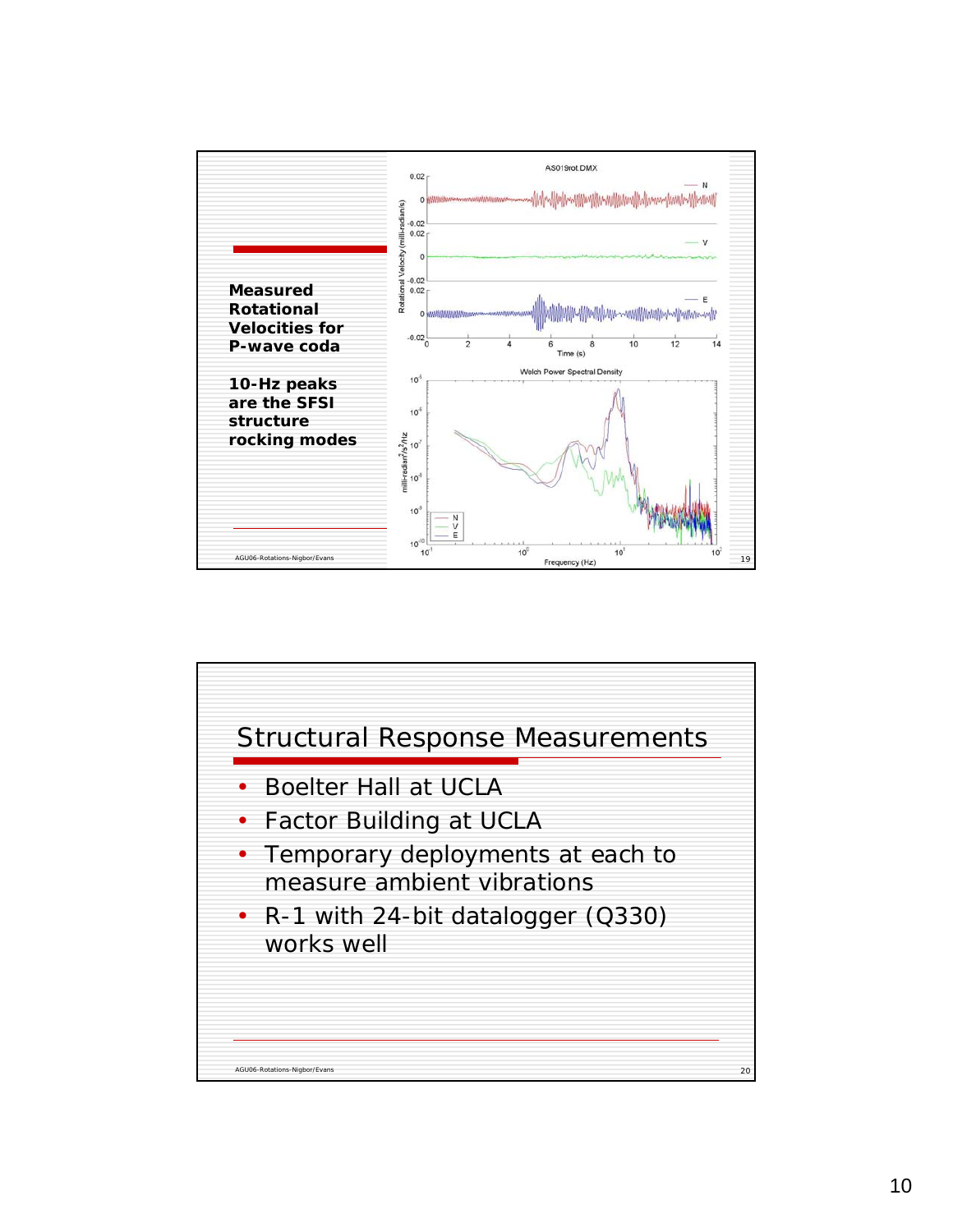**Measured Rotational Velocities for P-wave coda**

**10-Hz peaks are the SFSI structure rocking modes**

## Structural Response Measurements

- Boelter Hall at UCLA
- Factor Building at UCLA
- Temporary deployments at each to measure ambient vibrations
- R-1 with 24-bit datalogger (Q330) works well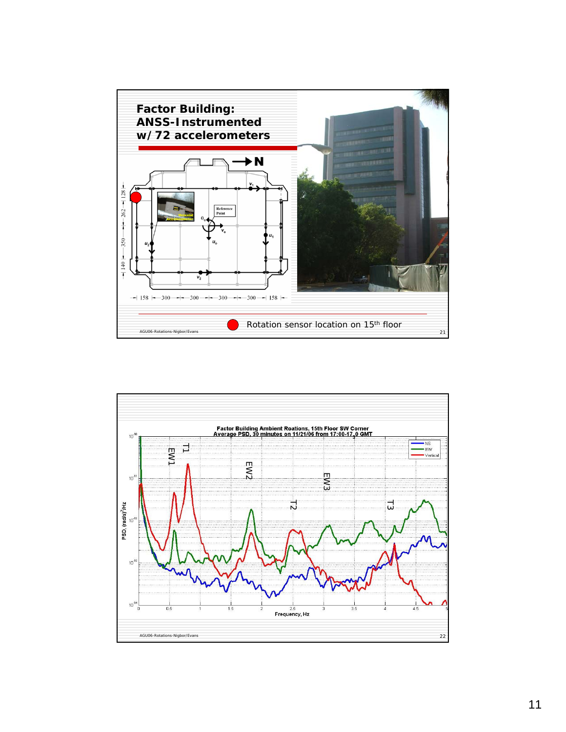## Factor Building: ANSS-Instrumented w/ 72 accelerometers

Rotation sensor location on 15th floor

**Factor Building Ambient Roations, 15th Floor SW Corner**
**Average PSD, 30 minutes on 11/21/06 from 17:00-17:30 GMT**

Legend: NS, EW, Vertical

Peaks labeled: EW1, T1, EW2, T2, EW3, T3

Y-axis: PSD, $(rad/s)^2/Hz$ — X-axis: Frequency, Hz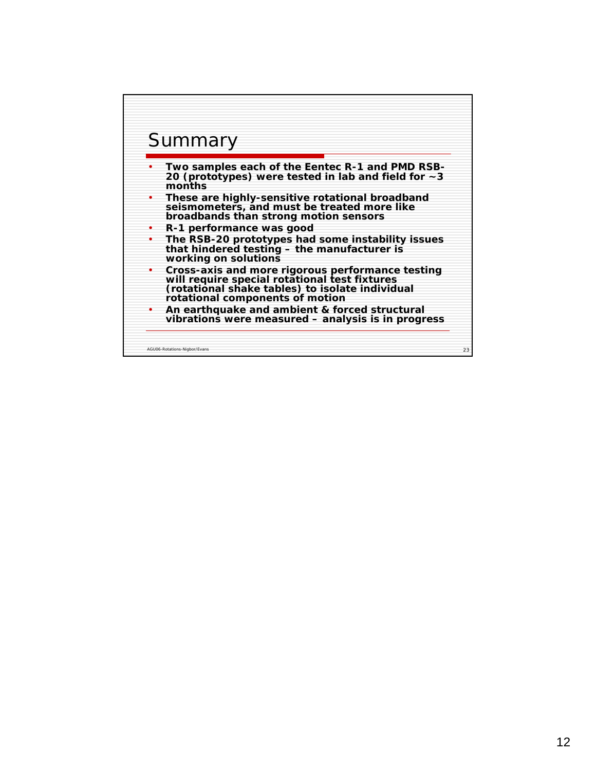# Summary

- **Two samples each of the Eentec R-1 and PMD RSB-20 (prototypes) were tested in lab and field for ~3 months**
- **These are highly-sensitive rotational broadband seismometers, and must be treated more like broadbands than strong motion sensors**
- **R-1 performance was good**
- **The RSB-20 prototypes had some instability issues that hindered testing – the manufacturer is working on solutions**
- **Cross-axis and more rigorous performance testing will require special rotational test fixtures (rotational shake tables) to isolate individual rotational components of motion**
- **An earthquake and ambient & forced structural vibrations were measured – analysis is in progress**